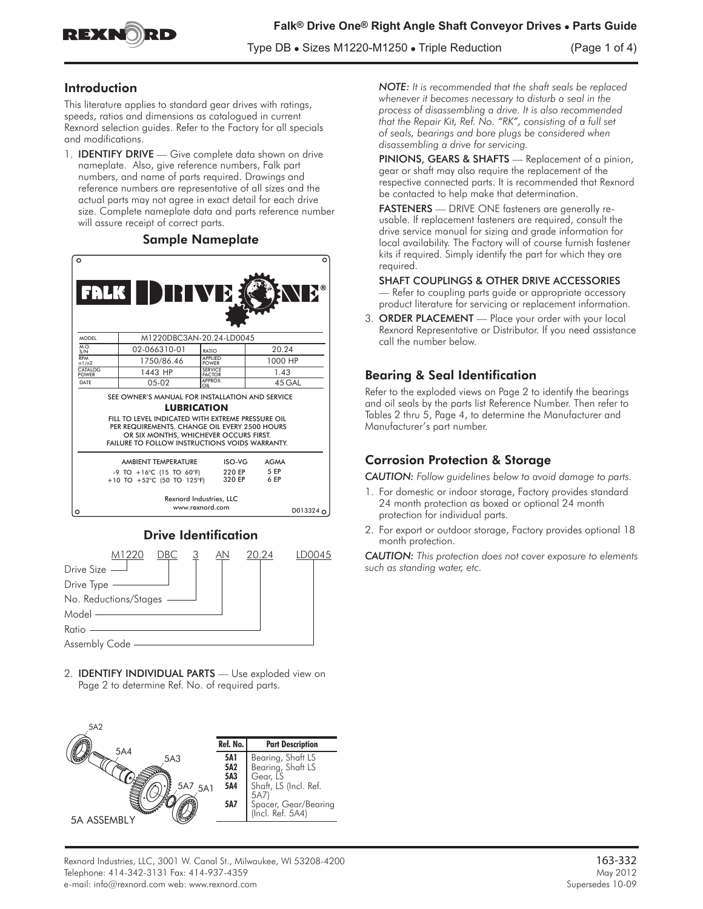# Falk® Drive One® Right Angle Shaft Conveyor Drives • Parts Guide

Type DB • Sizes M1220-M1250 • Triple Reduction

## Introduction

This literature applies to standard gear drives with ratings, speeds, ratios and dimensions as catalogued in current Rexnord selection guides. Refer to the Factory for all specials and modifications.

1. **IDENTIFY DRIVE** — Give complete data shown on drive nameplate. Also, give reference numbers, Falk part numbers, and name of parts required. Drawings and reference numbers are representative of all sizes and the actual parts may not agree in exact detail for each drive size. Complete nameplate data and parts reference number will assure receipt of correct parts.

### Sample Nameplate

FALK DRIVE ONE®

| MODEL | M1220DBC3AN-20.24-LD0045 | | |
|---|---|---|---|
| M.O. S/N | 02-066310-01 | RATIO | 20.24 |
| RPM n1/n2 | 1750/86.46 | APPLIED POWER | 1000 HP |
| CATALOG POWER | 1443 HP | SERVICE FACTOR | 1.43 |
| DATE | 05-02 | APPROX. OIL | 45 GAL |

SEE OWNER'S MANUAL FOR INSTALLATION AND SERVICE

**LUBRICATION**

FILL TO LEVEL INDICATED WITH EXTREME PRESSURE OIL PER REQUIREMENTS. CHANGE OIL EVERY 2500 HOURS OR SIX MONTHS, WHICHEVER OCCURS FIRST. FAILURE TO FOLLOW INSTRUCTIONS VOIDS WARRANTY.

| AMBIENT TEMPERATURE | ISO-VG | AGMA |
|---|---|---|
| -9 TO +16°C (15 TO 60°F) | 220 EP | 5 EP |
| +10 TO +52°C (50 TO 125°F) | 320 EP | 6 EP |

Rexnord Industries, LLC
www.rexnord.com

D013324

### Drive Identification

M1220 DBC 3 AN 20.24 LD0045

- Drive Size — M1220
- Drive Type — DBC
- No. Reductions/Stages — 3
- Model — AN
- Ratio — 20.24
- Assembly Code — LD0045

2. **IDENTIFY INDIVIDUAL PARTS** — Use exploded view on Page 2 to determine Ref. No. of required parts.

5A ASSEMBLY

| Ref. No. | Part Description |
|---|---|
| 5A1 | Bearing, Shaft LS |
| 5A2 | Bearing, Shaft LS |
| 5A3 | Gear, LS |
| 5A4 | Shaft, LS (Incl. Ref. 5A7) |
| 5A7 | Spacer, Gear/Bearing (Incl. Ref. 5A4) |

*NOTE: It is recommended that the shaft seals be replaced whenever it becomes necessary to disturb a seal in the process of disassembling a drive. It is also recommended that the Repair Kit, Ref. No. "RK", consisting of a full set of seals, bearings and bore plugs be considered when disassembling a drive for servicing.*

**PINIONS, GEARS & SHAFTS** — Replacement of a pinion, gear or shaft may also require the replacement of the respective connected parts. It is recommended that Rexnord be contacted to help make that determination.

**FASTENERS** — DRIVE ONE fasteners are generally re-usable. If replacement fasteners are required, consult the drive service manual for sizing and grade information for local availability. The Factory will of course furnish fastener kits if required. Simply identify the part for which they are required.

**SHAFT COUPLINGS & OTHER DRIVE ACCESSORIES** — Refer to coupling parts guide or appropriate accessory product literature for servicing or replacement information.

3. **ORDER PLACEMENT** — Place your order with your local Rexnord Representative or Distributor. If you need assistance call the number below.

## Bearing & Seal Identification

Refer to the exploded views on Page 2 to identify the bearings and oil seals by the parts list Reference Number. Then refer to Tables 2 thru 5, Page 4, to determine the Manufacturer and Manufacturer's part number.

## Corrosion Protection & Storage

*CAUTION: Follow guidelines below to avoid damage to parts.*

1. For domestic or indoor storage, Factory provides standard 24 month protection as boxed or optional 24 month protection for individual parts.
2. For export or outdoor storage, Factory provides optional 18 month protection.

*CAUTION: This protection does not cover exposure to elements such as standing water, etc.*

Rexnord Industries, LLC, 3001 W. Canal St., Milwaukee, WI 53208-4200
Telephone: 414-342-3131 Fax: 414-937-4359
e-mail: info@rexnord.com web: www.rexnord.com

163-332
May 2012
Supersedes 10-09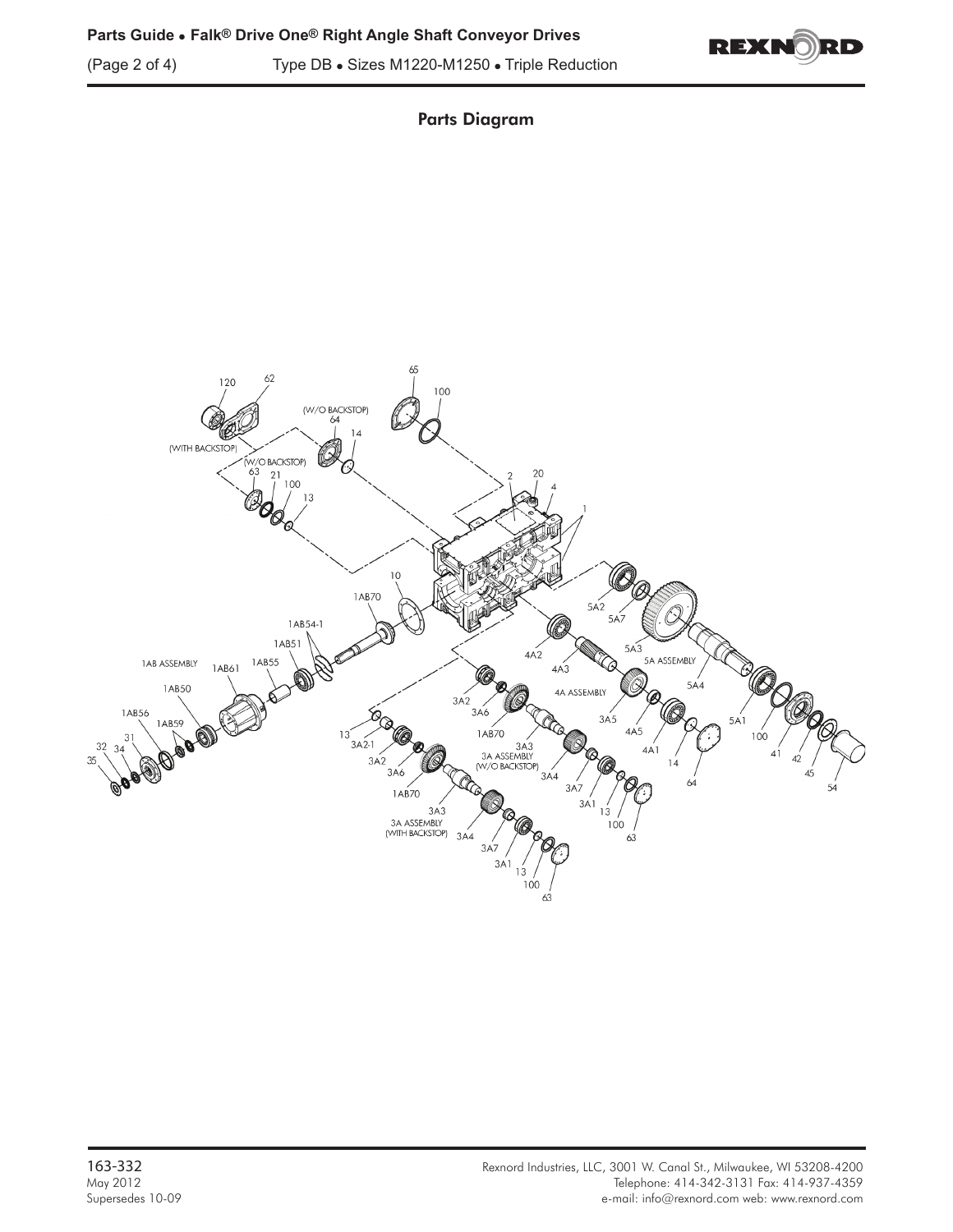## Parts Diagram

120
62
(WITH BACKSTOP)
(W/O BACKSTOP)
64
14
65
100
(W/O BACKSTOP)
63
21
100
13
2
20
4
1
10
1AB70
1AB54-1
1AB51
1AB ASSEMBLY
1AB61
1AB55
1AB50
1AB56
1AB59
31
32
34
35
5A2
5A7
5A3
5A ASSEMBLY
5A4
4A2
4A3
4A ASSEMBLY
3A2
3A6
1AB70
13
3A2-1
3A2
3A6
1AB70
3A3
3A ASSEMBLY
(W/O BACKSTOP)
3A4
3A7
3A1
13
100
63
3A5
4A5
4A1
14
64
5A1
100
41
42
45
54
3A3
3A ASSEMBLY
(WITH BACKSTOP)
3A4
3A7
3A1
13
100
63

163-332
May 2012
Supersedes 10-09

Rexnord Industries, LLC, 3001 W. Canal St., Milwaukee, WI 53208-4200
Telephone: 414-342-3131 Fax: 414-937-4359
e-mail: info@rexnord.com web: www.rexnord.com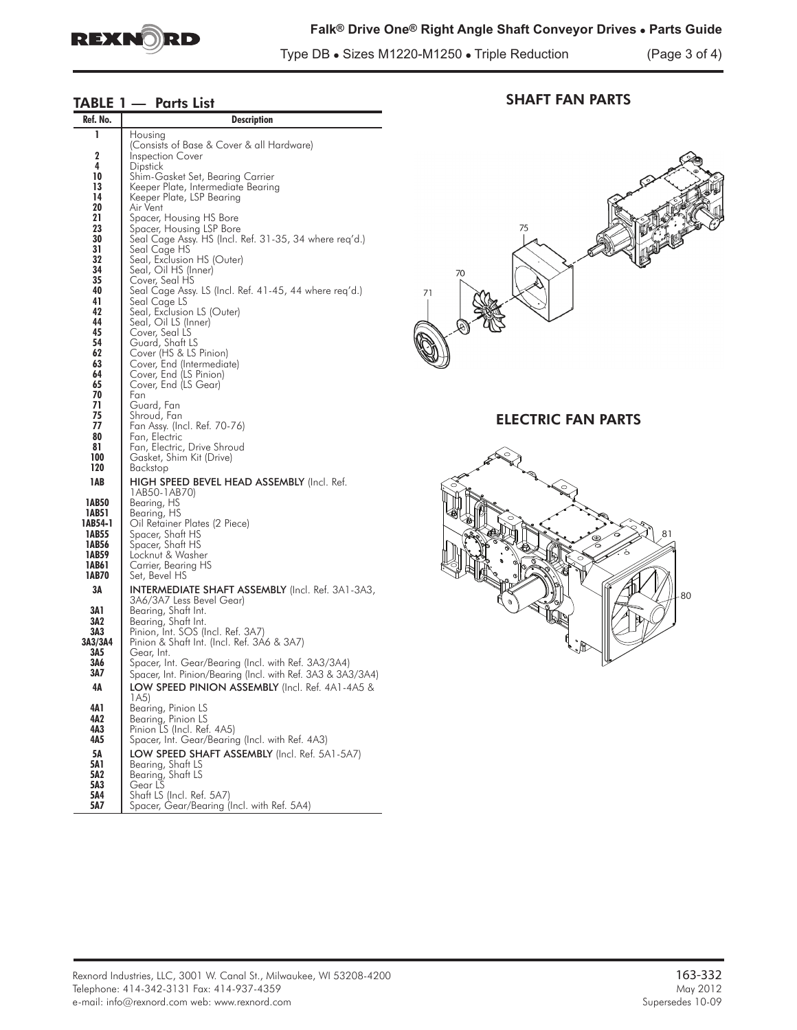## TABLE 1 — Parts List

| Ref. No. | Description |
|---|---|
| 1 | Housing (Consists of Base & Cover & all Hardware) |
| 2 | Inspection Cover |
| 4 | Dipstick |
| 10 | Shim-Gasket Set, Bearing Carrier |
| 13 | Keeper Plate, Intermediate Bearing |
| 14 | Keeper Plate, LSP Bearing |
| 20 | Air Vent |
| 21 | Spacer, Housing HS Bore |
| 23 | Spacer, Housing LSP Bore |
| 30 | Seal Cage Assy. HS (Incl. Ref. 31-35, 34 where req'd.) |
| 31 | Seal Cage HS |
| 32 | Seal, Exclusion HS (Outer) |
| 34 | Seal, Oil HS (Inner) |
| 35 | Cover, Seal HS |
| 40 | Seal Cage Assy. LS (Incl. Ref. 41-45, 44 where req'd.) |
| 41 | Seal Cage LS |
| 42 | Seal, Exclusion LS (Outer) |
| 44 | Seal, Oil LS (Inner) |
| 45 | Cover, Seal LS |
| 54 | Guard, Shaft LS |
| 62 | Cover (HS & LS Pinion) |
| 63 | Cover, End (Intermediate) |
| 64 | Cover, End (LS Pinion) |
| 65 | Cover, End (LS Gear) |
| 70 | Fan |
| 71 | Guard, Fan |
| 75 | Shroud, Fan |
| 77 | Fan Assy. (Incl. Ref. 70-76) |
| 80 | Fan, Electric |
| 81 | Fan, Electric, Drive Shroud |
| 100 | Gasket, Shim Kit (Drive) |
| 120 | Backstop |
| **1AB** | **HIGH SPEED BEVEL HEAD ASSEMBLY** (Incl. Ref. 1AB50-1AB70) |
| 1AB50 | Bearing, HS |
| 1AB51 | Bearing, HS |
| 1AB54-1 | Oil Retainer Plates (2 Piece) |
| 1AB55 | Spacer, Shaft HS |
| 1AB56 | Spacer, Shaft HS |
| 1AB59 | Locknut & Washer |
| 1AB61 | Carrier, Bearing HS |
| 1AB70 | Set, Bevel HS |
| **3A** | **INTERMEDIATE SHAFT ASSEMBLY** (Incl. Ref. 3A1-3A3, 3A6/3A7 Less Bevel Gear) |
| 3A1 | Bearing, Shaft Int. |
| 3A2 | Bearing, Shaft Int. |
| 3A3 | Pinion, Int. SOS (Incl. Ref. 3A7) |
| 3A3/3A4 | Pinion & Shaft Int. (Incl. Ref. 3A6 & 3A7) |
| 3A5 | Gear, Int. |
| 3A6 | Spacer, Int. Gear/Bearing (Incl. with Ref. 3A3/3A4) |
| 3A7 | Spacer, Int. Pinion/Bearing (Incl. with Ref. 3A3 & 3A3/3A4) |
| **4A** | **LOW SPEED PINION ASSEMBLY** (Incl. Ref. 4A1-4A5 & 1A5) |
| 4A1 | Bearing, Pinion LS |
| 4A2 | Bearing, Pinion LS |
| 4A3 | Pinion LS (Incl. Ref. 4A5) |
| 4A5 | Spacer, Int. Gear/Bearing (Incl. with Ref. 4A3) |
| **5A** | **LOW SPEED SHAFT ASSEMBLY** (Incl. Ref. 5A1-5A7) |
| 5A1 | Bearing, Shaft LS |
| 5A2 | Bearing, Shaft LS |
| 5A3 | Gear LS |
| 5A4 | Shaft LS (Incl. Ref. 5A7) |
| 5A7 | Spacer, Gear/Bearing (Incl. with Ref. 5A4) |

## SHAFT FAN PARTS

## ELECTRIC FAN PARTS

Rexnord Industries, LLC, 3001 W. Canal St., Milwaukee, WI 53208-4200
Telephone: 414-342-3131 Fax: 414-937-4359
e-mail: info@rexnord.com web: www.rexnord.com

163-332
May 2012
Supersedes 10-09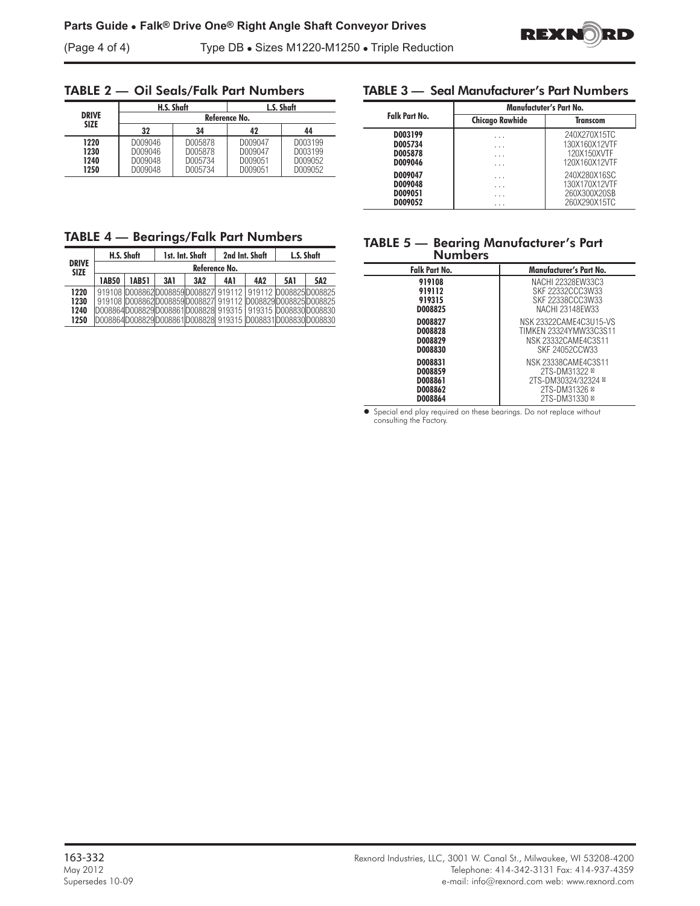## TABLE 2 — Oil Seals/Falk Part Numbers

| DRIVE SIZE | H.S. Shaft | | L.S. Shaft | |
|---|---|---|---|---|
| | Reference No. | | | |
| | 32 | 34 | 42 | 44 |
| 1220 | D009046 | D005878 | D009047 | D003199 |
| 1230 | D009046 | D005878 | D009047 | D003199 |
| 1240 | D009048 | D005734 | D009051 | D009052 |
| 1250 | D009048 | D005734 | D009051 | D009052 |

## TABLE 3 — Seal Manufacturer's Part Numbers

| Falk Part No. | Manufactuter's Part No. | |
|---|---|---|
| | Chicago Rawhide | Transcom |
| D003199 | . . . | 240X270X15TC |
| D005734 | . . . | 130X160X12VTF |
| D005878 | . . . | 120X150XVTF |
| D009046 | . . . | 120X160X12VTF |
| D009047 | . . . | 240X280X16SC |
| D009048 | . . . | 130X170X12VTF |
| D009051 | . . . | 260X300X20SB |
| D009052 | . . . | 260X290X15TC |

## TABLE 4 — Bearings/Falk Part Numbers

| DRIVE SIZE | H.S. Shaft | | 1st. Int. Shaft | | 2nd Int. Shaft | | L.S. Shaft | |
|---|---|---|---|---|---|---|---|---|
| | Reference No. | | | | | | | |
| | 1AB50 | 1AB51 | 3A1 | 3A2 | 4A1 | 4A2 | 5A1 | 5A2 |
| 1220 | 919108 | D008862 | D008859 | D008827 | 919112 | 919112 | D008825 | D008825 |
| 1230 | 919108 | D008862 | D008859 | D008827 | 919112 | D008829 | D008825 | D008825 |
| 1240 | D008864 | D008829 | D008861 | D008828 | 919315 | 919315 | D008830 | D008830 |
| 1250 | D008864 | D008829 | D008861 | D008828 | 919315 | D008831 | D008830 | D008830 |

## TABLE 5 — Bearing Manufacturer's Part Numbers

| Falk Part No. | Manufacturer's Part No. |
|---|---|
| 919108 | NACHI 22328EW33C3 |
| 919112 | SKF 22332CCC3W33 |
| 919315 | SKF 22338CCC3W33 |
| D008825 | NACHI 23148EW33 |
| D008827 | NSK 23322CAME4C3U15-VS |
| D008828 | TIMKEN 23324YMW33C3S11 |
| D008829 | NSK 23332CAME4C3S11 |
| D008830 | SKF 24052CCW33 |
| D008831 | NSK 23338CAME4C3S11 |
| D008859 | 2TS-DM31322 ● |
| D008861 | 2TS-DM30324/32324 ● |
| D008862 | 2TS-DM31326 ● |
| D008864 | 2TS-DM31330 ● |

● Special end play required on these bearings. Do not replace without consulting the Factory.

163-332
May 2012
Supersedes 10-09

Rexnord Industries, LLC, 3001 W. Canal St., Milwaukee, WI 53208-4200
Telephone: 414-342-3131 Fax: 414-937-4359
e-mail: info@rexnord.com web: www.rexnord.com